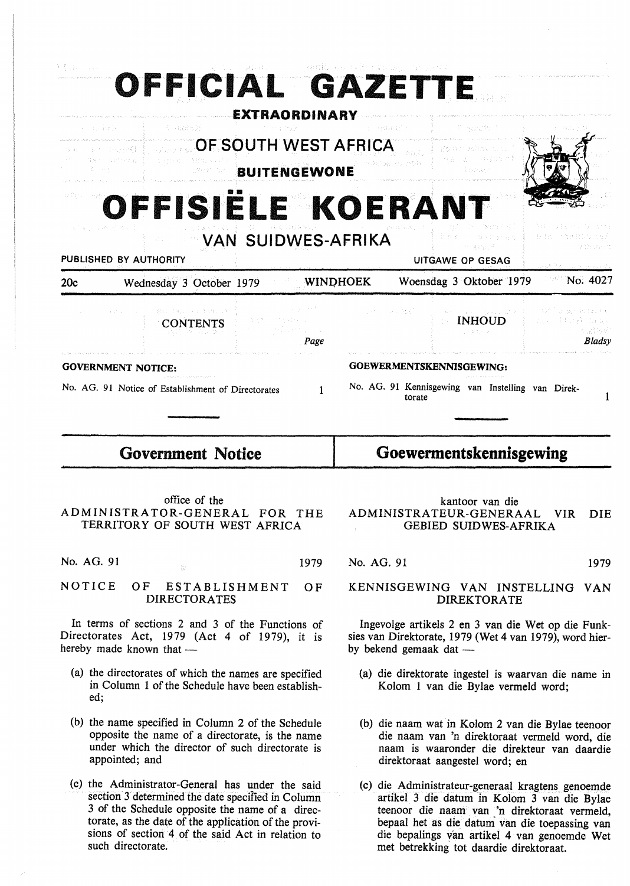# OFFICIAL GAZETTE

**EXTRAORDINARY**

## OF SOUTH WEST AFRICA

**BUITENGEWONE**

# OFFISIËLE KOERANT

## VAN SUIDWES-AFRIKA

PUBLISHED BY AUTHORITY — UITGAWE OP GESAG

20c — Wednesday 3 October 1979 — WINDHOEK — Woensdag 3 Oktober 1979 — No. 4027

| CONTENTS | Page | INHOUD | Bladsy |
|---|---|---|---|
| **GOVERNMENT NOTICE:** | | **GOEWERMENTSKENNISGEWING:** | |
| No. AG. 91 Notice of Establishment of Directorates | 1 | No. AG. 91 Kennisgewing van Instelling van Direktorate | 1 |

## Government Notice

office of the
ADMINISTRATOR-GENERAL FOR THE TERRITORY OF SOUTH WEST AFRICA

No. AG. 91 — 1979

NOTICE OF ESTABLISHMENT OF DIRECTORATES

In terms of sections 2 and 3 of the Functions of Directorates Act, 1979 (Act 4 of 1979), it is hereby made known that —

(a) the directorates of which the names are specified in Column 1 of the Schedule have been established;

(b) the name specified in Column 2 of the Schedule opposite the name of a directorate, is the name under which the director of such directorate is appointed; and

(c) the Administrator-General has under the said section 3 determined the date specified in Column 3 of the Schedule opposite the name of a directorate, as the date of the application of the provisions of section 4 of the said Act in relation to such directorate.

## Goewermentskennisgewing

kantoor van die
ADMINISTRATEUR-GENERAAL VIR DIE GEBIED SUIDWES-AFRIKA

No. AG. 91 — 1979

KENNISGEWING VAN INSTELLING VAN DIREKTORATE

Ingevolge artikels 2 en 3 van die Wet op die Funksies van Direktorate, 1979 (Wet 4 van 1979), word hierby bekend gemaak dat —

(a) die direktorate ingestel is waarvan die name in Kolom 1 van die Bylae vermeld word;

(b) die naam wat in Kolom 2 van die Bylae teenoor die naam van 'n direktoraat vermeld word, die naam is waaronder die direkteur van daardie direktoraat aangestel word; en

(c) die Administrateur-generaal kragtens genoemde artikel 3 die datum in Kolom 3 van die Bylae teenoor die naam van 'n direktoraat vermeld, bepaal het as die datum van die toepassing van die bepalings van artikel 4 van genoemde Wet met betrekking tot daardie direktoraat.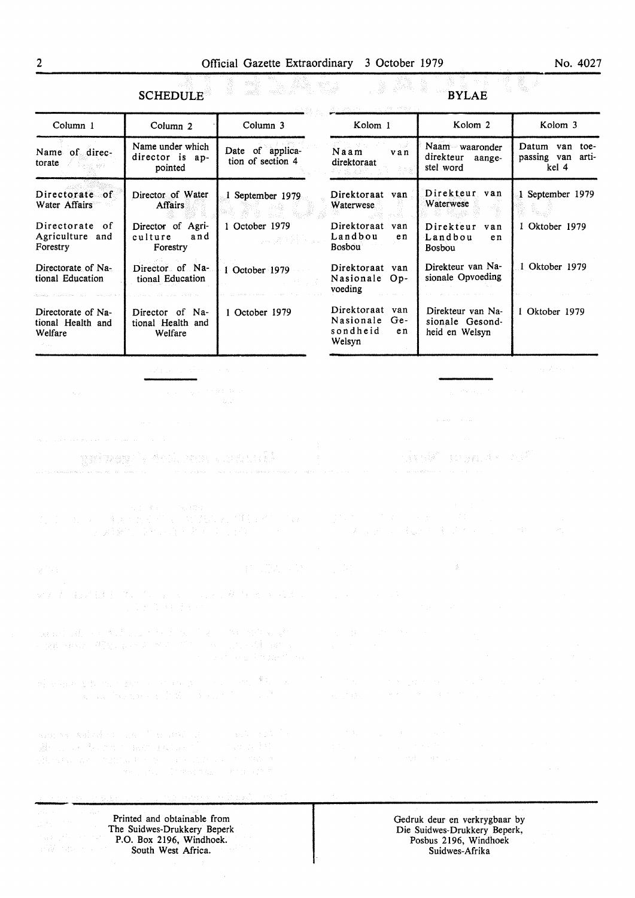## SCHEDULE

| Column 1 | Column 2 | Column 3 |
|---|---|---|
| Name of directorate | Name under which director is appointed | Date of application of section 4 |
| Directorate of Water Affairs | Director of Water Affairs | 1 September 1979 |
| Directorate of Agriculture and Forestry | Director of Agriculture and Forestry | 1 October 1979 |
| Directorate of National Education | Director of National Education | 1 October 1979 |
| Directorate of National Health and Welfare | Director of National Health and Welfare | 1 October 1979 |

## BYLAE

| Kolom 1 | Kolom 2 | Kolom 3 |
|---|---|---|
| Naam van direktoraat | Naam waaronder direkteur aangestel word | Datum van toepassing van artikel 4 |
| Direktoraat van Waterwese | Direkteur van Waterwese | 1 September 1979 |
| Direktoraat van Landbou en Bosbou | Direkteur van Landbou en Bosbou | 1 Oktober 1979 |
| Direktoraat van Nasionale Opvoeding | Direkteur van Nasionale Opvoeding | 1 Oktober 1979 |
| Direktoraat van Nasionale Gesondheid en Welsyn | Direkteur van Nasionale Gesondheid en Welsyn | 1 Oktober 1979 |

Printed and obtainable from
The Suidwes-Drukkery Beperk
P.O. Box 2196, Windhoek.
South West Africa.

Gedruk deur en verkrygbaar by
Die Suidwes-Drukkery Beperk,
Posbus 2196, Windhoek
Suidwes-Afrika